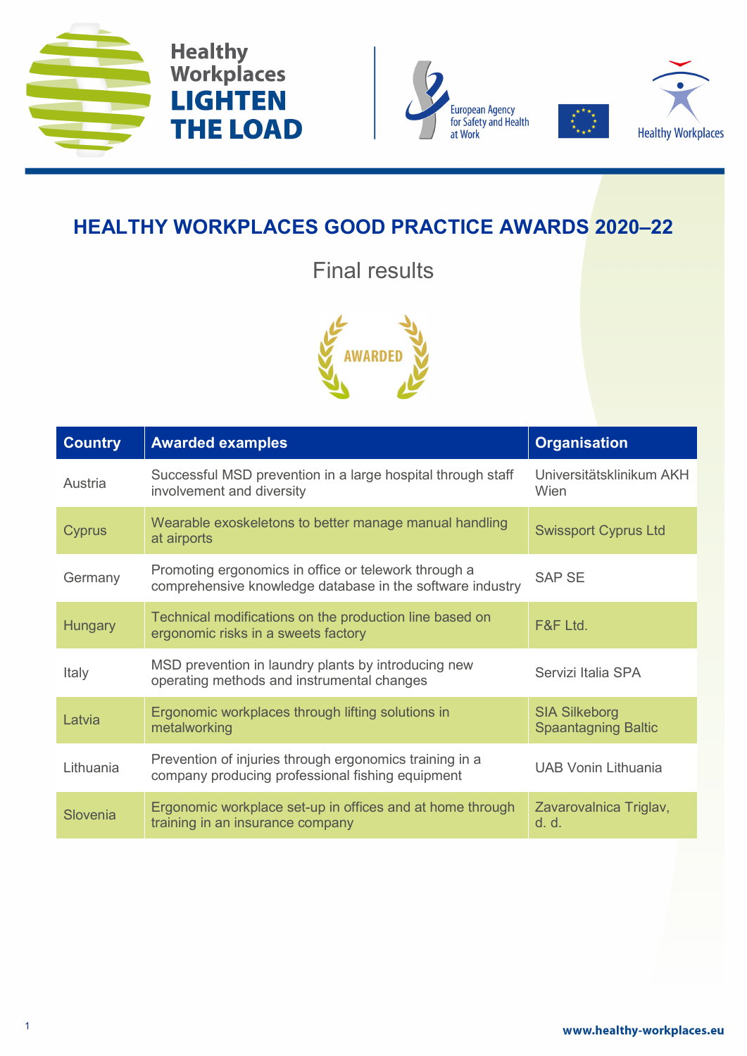Healthy Workplaces **LIGHTEN THE LOAD**

European Agency for Safety and Health at Work

Healthy Workplaces

# HEALTHY WORKPLACES GOOD PRACTICE AWARDS 2020–22

## Final results

AWARDED

| Country | Awarded examples | Organisation |
|---|---|---|
| Austria | Successful MSD prevention in a large hospital through staff involvement and diversity | Universitätsklinikum AKH Wien |
| Cyprus | Wearable exoskeletons to better manage manual handling at airports | Swissport Cyprus Ltd |
| Germany | Promoting ergonomics in office or telework through a comprehensive knowledge database in the software industry | SAP SE |
| Hungary | Technical modifications on the production line based on ergonomic risks in a sweets factory | F&F Ltd. |
| Italy | MSD prevention in laundry plants by introducing new operating methods and instrumental changes | Servizi Italia SPA |
| Latvia | Ergonomic workplaces through lifting solutions in metalworking | SIA Silkeborg Spaantagning Baltic |
| Lithuania | Prevention of injuries through ergonomics training in a company producing professional fishing equipment | UAB Vonin Lithuania |
| Slovenia | Ergonomic workplace set-up in offices and at home through training in an insurance company | Zavarovalnica Triglav, d. d. |

www.healthy-workplaces.eu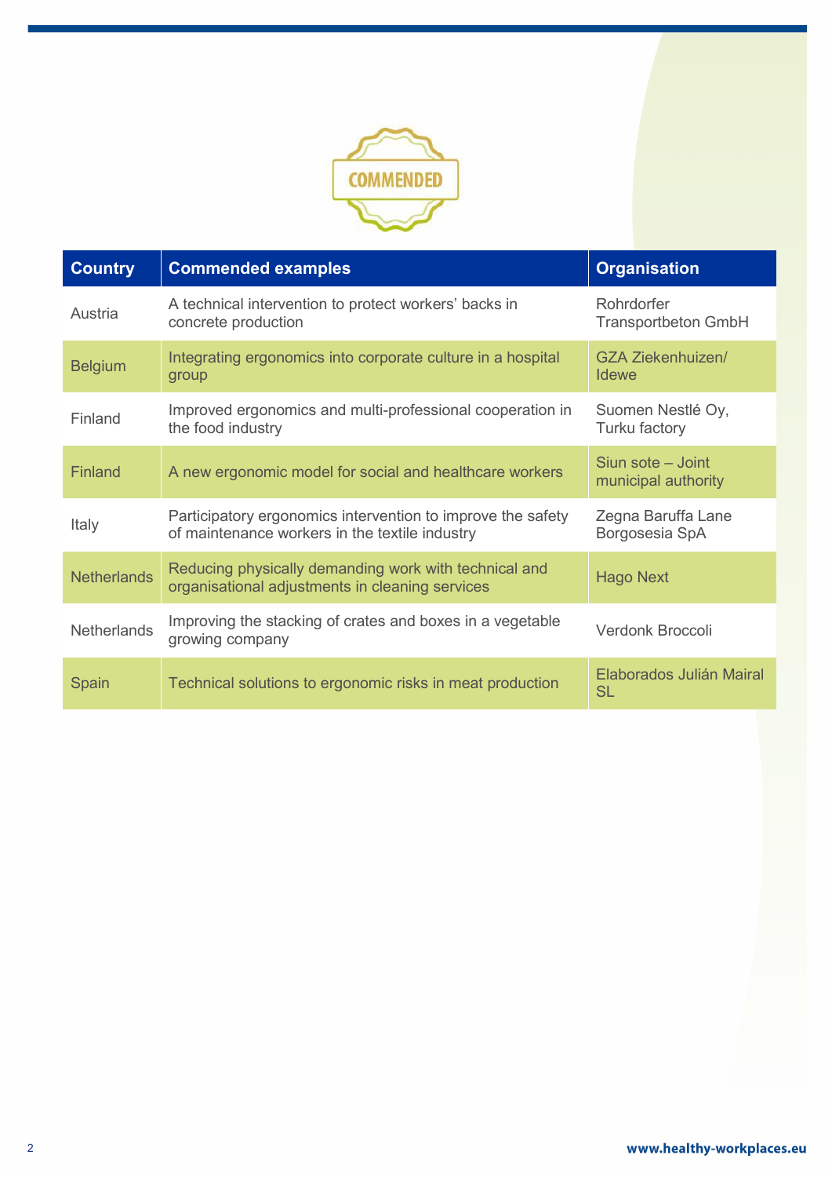COMMENDED

| Country | Commended examples | Organisation |
|---|---|---|
| Austria | A technical intervention to protect workers' backs in concrete production | Rohrdorfer Transportbeton GmbH |
| Belgium | Integrating ergonomics into corporate culture in a hospital group | GZA Ziekenhuizen/ Idewe |
| Finland | Improved ergonomics and multi-professional cooperation in the food industry | Suomen Nestlé Oy, Turku factory |
| Finland | A new ergonomic model for social and healthcare workers | Siun sote – Joint municipal authority |
| Italy | Participatory ergonomics intervention to improve the safety of maintenance workers in the textile industry | Zegna Baruffa Lane Borgosesia SpA |
| Netherlands | Reducing physically demanding work with technical and organisational adjustments in cleaning services | Hago Next |
| Netherlands | Improving the stacking of crates and boxes in a vegetable growing company | Verdonk Broccoli |
| Spain | Technical solutions to ergonomic risks in meat production | Elaborados Julián Mairal SL |